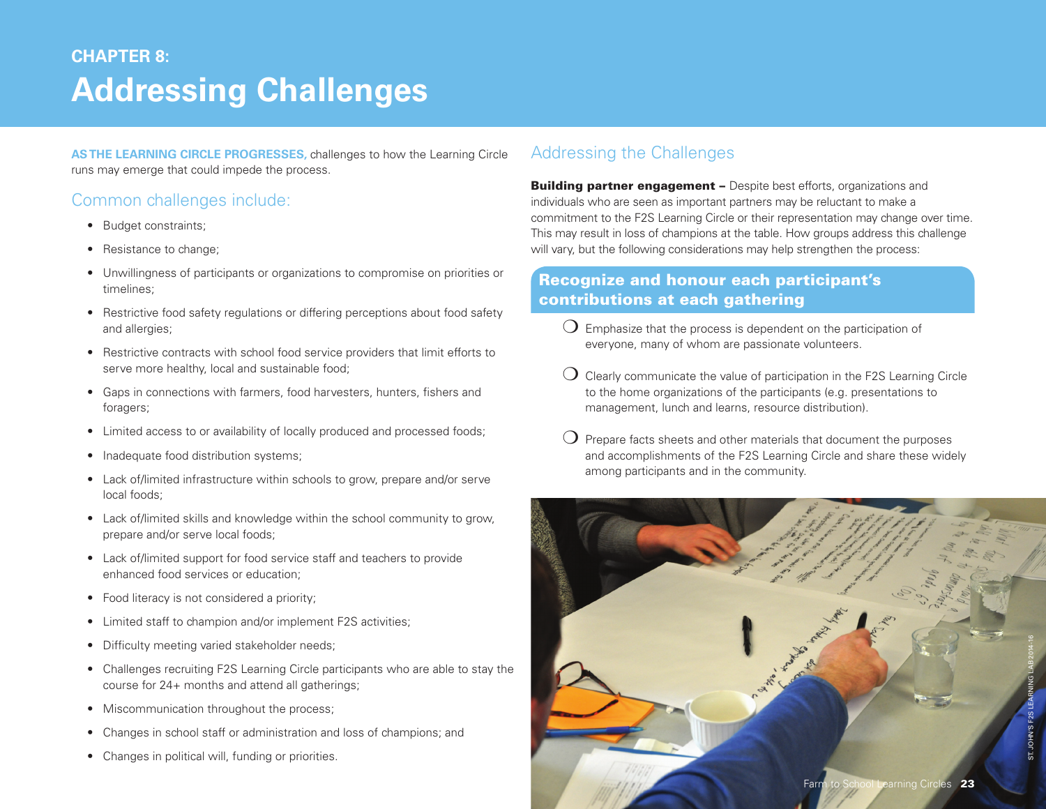## CHAPTER 8:

# Addressing Challenges

**AS THE LEARNING CIRCLE PROGRESSES,** challenges to how the Learning Circle runs may emerge that could impede the process.

## Common challenges include:

- Budget constraints;
- Resistance to change;
- Unwillingness of participants or organizations to compromise on priorities or timelines;
- Restrictive food safety regulations or differing perceptions about food safety and allergies;
- Restrictive contracts with school food service providers that limit efforts to serve more healthy, local and sustainable food;
- Gaps in connections with farmers, food harvesters, hunters, fishers and foragers;
- Limited access to or availability of locally produced and processed foods;
- Inadequate food distribution systems;
- Lack of/limited infrastructure within schools to grow, prepare and/or serve local foods;
- Lack of/limited skills and knowledge within the school community to grow, prepare and/or serve local foods;
- Lack of/limited support for food service staff and teachers to provide enhanced food services or education;
- Food literacy is not considered a priority;
- Limited staff to champion and/or implement F2S activities;
- Difficulty meeting varied stakeholder needs;
- Challenges recruiting F2S Learning Circle participants who are able to stay the course for 24+ months and attend all gatherings;
- Miscommunication throughout the process;
- Changes in school staff or administration and loss of champions; and
- Changes in political will, funding or priorities.

## Addressing the Challenges

**Building partner engagement –** Despite best efforts, organizations and individuals who are seen as important partners may be reluctant to make a commitment to the F2S Learning Circle or their representation may change over time. This may result in loss of champions at the table. How groups address this challenge will vary, but the following considerations may help strengthen the process:

### Recognize and honour each participant's contributions at each gathering

- ❍ Emphasize that the process is dependent on the participation of everyone, many of whom are passionate volunteers.
- ❍ Clearly communicate the value of participation in the F2S Learning Circle to the home organizations of the participants (e.g. presentations to management, lunch and learns, resource distribution).
- ❍ Prepare facts sheets and other materials that document the purposes and accomplishments of the F2S Learning Circle and share these widely among participants and in the community.

ST. JOHN'S F2S LEARNING LAB 2014-16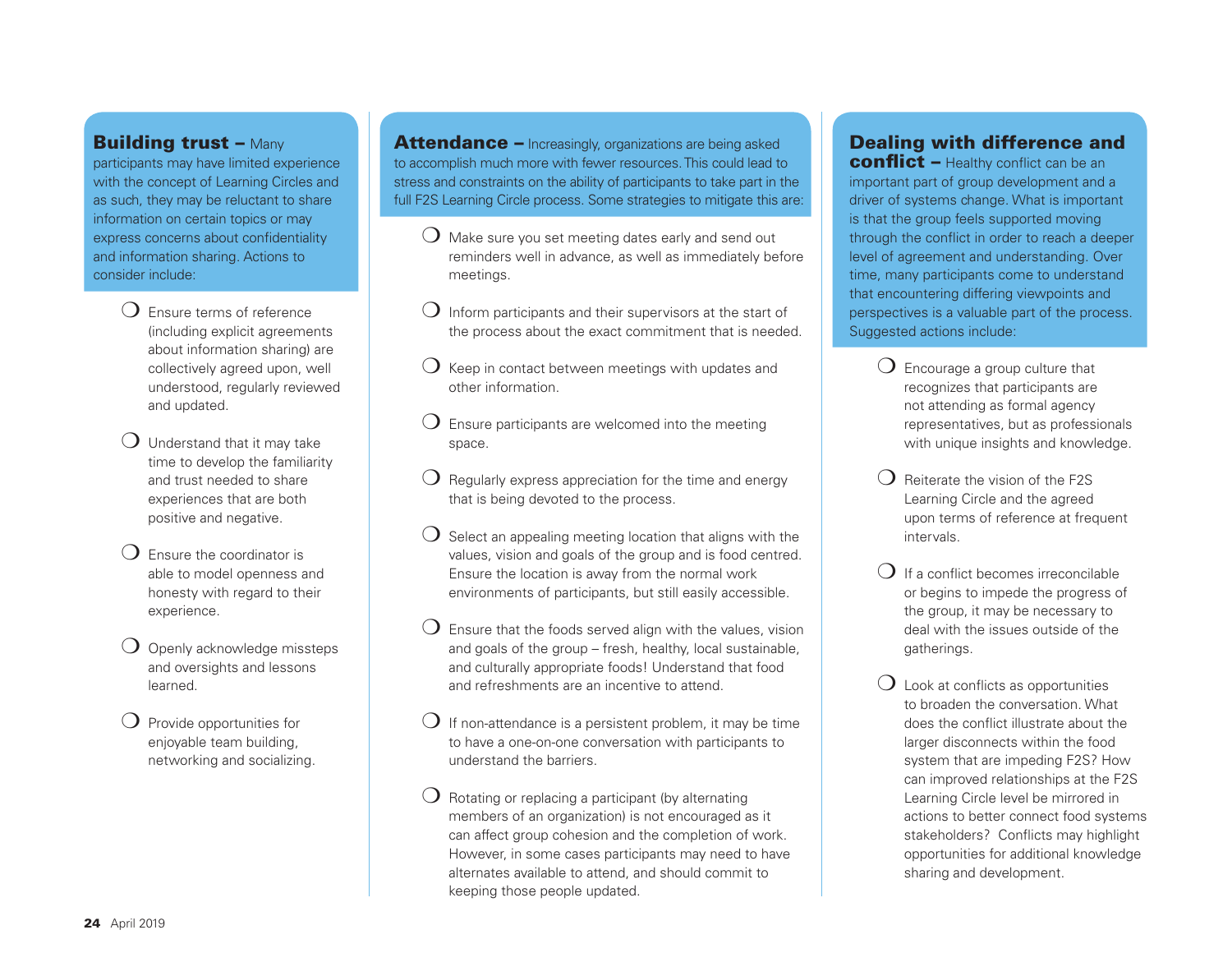**Building trust –** Many participants may have limited experience with the concept of Learning Circles and as such, they may be reluctant to share information on certain topics or may express concerns about confidentiality and information sharing. Actions to consider include:

- Ensure terms of reference (including explicit agreements about information sharing) are collectively agreed upon, well understood, regularly reviewed and updated.
- Understand that it may take time to develop the familiarity and trust needed to share experiences that are both positive and negative.
- Ensure the coordinator is able to model openness and honesty with regard to their experience.
- Openly acknowledge missteps and oversights and lessons learned.
- Provide opportunities for enjoyable team building, networking and socializing.

**Attendance –** Increasingly, organizations are being asked to accomplish much more with fewer resources. This could lead to stress and constraints on the ability of participants to take part in the full F2S Learning Circle process. Some strategies to mitigate this are:

- Make sure you set meeting dates early and send out reminders well in advance, as well as immediately before meetings.
- Inform participants and their supervisors at the start of the process about the exact commitment that is needed.
- Keep in contact between meetings with updates and other information.
- Ensure participants are welcomed into the meeting space.
- Regularly express appreciation for the time and energy that is being devoted to the process.
- Select an appealing meeting location that aligns with the values, vision and goals of the group and is food centred. Ensure the location is away from the normal work environments of participants, but still easily accessible.
- Ensure that the foods served align with the values, vision and goals of the group – fresh, healthy, local sustainable, and culturally appropriate foods! Understand that food and refreshments are an incentive to attend.
- If non-attendance is a persistent problem, it may be time to have a one-on-one conversation with participants to understand the barriers.
- Rotating or replacing a participant (by alternating members of an organization) is not encouraged as it can affect group cohesion and the completion of work. However, in some cases participants may need to have alternates available to attend, and should commit to keeping those people updated.

**Dealing with difference and conflict –** Healthy conflict can be an important part of group development and a driver of systems change. What is important is that the group feels supported moving through the conflict in order to reach a deeper level of agreement and understanding. Over time, many participants come to understand that encountering differing viewpoints and perspectives is a valuable part of the process. Suggested actions include:

- Encourage a group culture that recognizes that participants are not attending as formal agency representatives, but as professionals with unique insights and knowledge.
- Reiterate the vision of the F2S Learning Circle and the agreed upon terms of reference at frequent intervals.
- If a conflict becomes irreconcilable or begins to impede the progress of the group, it may be necessary to deal with the issues outside of the gatherings.
- Look at conflicts as opportunities to broaden the conversation. What does the conflict illustrate about the larger disconnects within the food system that are impeding F2S? How can improved relationships at the F2S Learning Circle level be mirrored in actions to better connect food systems stakeholders? Conflicts may highlight opportunities for additional knowledge sharing and development.